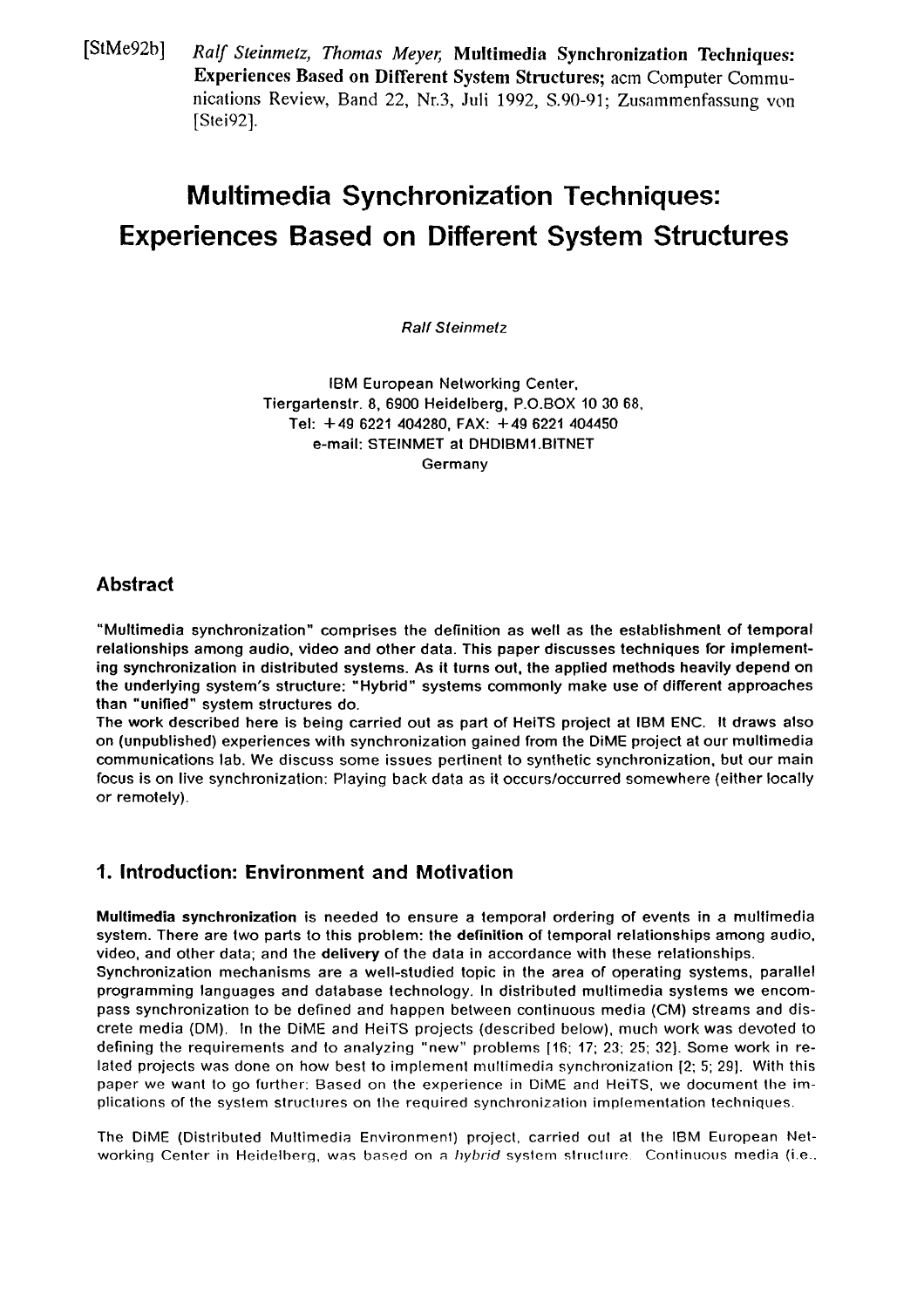[StMe92b] *Ralf Steinmetz, Thomas Meyer,* **Multimedia Synchronization Techniques: Experiences Based on Different System Structures;** acm Computer Communications Review, Band 22, Nr.3, Juli 1992, S.90-91; Zusammenfassung von [Stei92].

# Multimedia Synchronization Techniques: Experiences Based on Different System Structures

*Ralf Steinmetz*

IBM European Networking Center,
Tiergartenstr. 8, 6900 Heidelberg, P.O.BOX 10 30 68,
Tel: +49 6221 404280, FAX: +49 6221 404450
e-mail: STEINMET at DHDIBM1.BITNET
Germany

## Abstract

"Multimedia synchronization" comprises the definition as well as the establishment of temporal relationships among audio, video and other data. This paper discusses techniques for implementing synchronization in distributed systems. As it turns out, the applied methods heavily depend on the underlying system's structure: "Hybrid" systems commonly make use of different approaches than "unified" system structures do.

The work described here is being carried out as part of HeiTS project at IBM ENC. It draws also on (unpublished) experiences with synchronization gained from the DiME project at our multimedia communications lab. We discuss some issues pertinent to synthetic synchronization, but our main focus is on live synchronization: Playing back data as it occurs/occurred somewhere (either locally or remotely).

## 1. Introduction: Environment and Motivation

**Multimedia synchronization** is needed to ensure a temporal ordering of events in a multimedia system. There are two parts to this problem: the **definition** of temporal relationships among audio, video, and other data; and the **delivery** of the data in accordance with these relationships.

Synchronization mechanisms are a well-studied topic in the area of operating systems, parallel programming languages and database technology. In distributed multimedia systems we encompass synchronization to be defined and happen between continuous media (CM) streams and discrete media (DM). In the DiME and HeiTS projects (described below), much work was devoted to defining the requirements and to analyzing "new" problems [16; 17; 23; 25; 32]. Some work in related projects was done on how best to implement multimedia synchronization [2; 5; 29]. With this paper we want to go further: Based on the experience in DiME and HeiTS, we document the implications of the system structures on the required synchronization implementation techniques.

The DiME (Distributed Multimedia Environment) project, carried out at the IBM European Networking Center in Heidelberg, was based on a *hybrid* system structure. Continuous media (i.e.,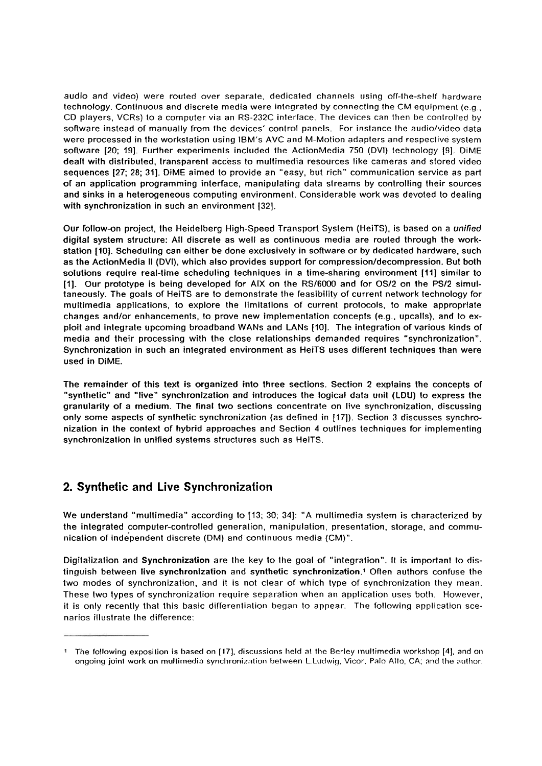audio and video) were routed over separate, dedicated channels using off-the-shelf hardware technology. Continuous and discrete media were integrated by connecting the CM equipment (e.g., CD players, VCRs) to a computer via an RS-232C interface. The devices can then be controlled by software instead of manually from the devices' control panels. For instance the audio/video data were processed in the workstation using IBM's AVC and M-Motion adapters and respective system software [20; 19]. Further experiments included the ActionMedia 750 (DVI) technology [9]. DiME dealt with distributed, transparent access to multimedia resources like cameras and stored video sequences [27; 28; 31]. DiME aimed to provide an "easy, but rich" communication service as part of an application programming interface, manipulating data streams by controlling their sources and sinks in a heterogeneous computing environment. Considerable work was devoted to dealing with synchronization in such an environment [32].

Our follow-on project, the Heidelberg High-Speed Transport System (HeiTS), is based on a *unified* digital system structure: All discrete as well as continuous media are routed through the workstation [10]. Scheduling can either be done exclusively in software or by dedicated hardware, such as the ActionMedia II (DVI), which also provides support for compression/decompression. But both solutions require real-time scheduling techniques in a time-sharing environment [11] similar to [1]. Our prototype is being developed for AIX on the RS/6000 and for OS/2 on the PS/2 simultaneously. The goals of HeiTS are to demonstrate the feasibility of current network technology for multimedia applications, to explore the limitations of current protocols, to make appropriate changes and/or enhancements, to prove new implementation concepts (e.g., upcalls), and to exploit and integrate upcoming broadband WANs and LANs [10]. The integration of various kinds of media and their processing with the close relationships demanded requires "synchronization". Synchronization in such an integrated environment as HeiTS uses different techniques than were used in DiME.

The remainder of this text is organized into three sections. Section 2 explains the concepts of "synthetic" and "live" synchronization and introduces the logical data unit (LDU) to express the granularity of a medium. The final two sections concentrate on live synchronization, discussing only some aspects of synthetic synchronization (as defined in [17]). Section 3 discusses synchronization in the context of hybrid approaches and Section 4 outlines techniques for implementing synchronization in unified systems structures such as HeiTS.

## 2. Synthetic and Live Synchronization

We understand "multimedia" according to [13; 30; 34]: "A multimedia system is characterized by the integrated computer-controlled generation, manipulation, presentation, storage, and communication of independent discrete (DM) and continuous media (CM)".

Digitalization and **Synchronization** are the key to the goal of "integration". It is important to distinguish between **live synchronization** and **synthetic synchronization**.[1] Often authors confuse the two modes of synchronization, and it is not clear of which type of synchronization they mean. These two types of synchronization require separation when an application uses both. However, it is only recently that this basic differentiation began to appear. The following application scenarios illustrate the difference:

---

[1] The following exposition is based on [17], discussions held at the Berley multimedia workshop [4], and on ongoing joint work on multimedia synchronization between L.Ludwig, Vicor, Palo Alto, CA; and the author.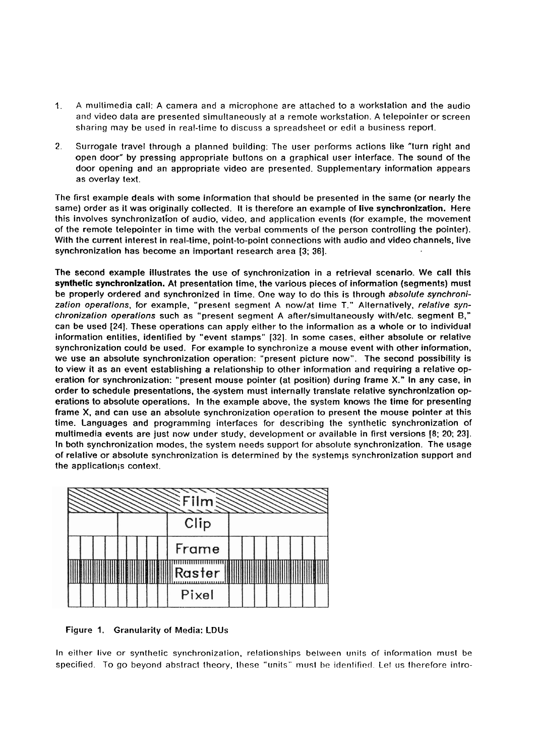1. A multimedia call: A camera and a microphone are attached to a workstation and the audio and video data are presented simultaneously at a remote workstation. A telepointer or screen sharing may be used in real-time to discuss a spreadsheet or edit a business report.

2. Surrogate travel through a planned building: The user performs actions like "turn right and open door" by pressing appropriate buttons on a graphical user interface. The sound of the door opening and an appropriate video are presented. Supplementary information appears as overlay text.

The first example deals with some information that should be presented in the same (or nearly the same) order as it was originally collected. It is therefore an example of **live synchronization.** Here this involves synchronization of audio, video, and application events (for example, the movement of the remote telepointer in time with the verbal comments of the person controlling the pointer). With the current interest in real-time, point-to-point connections with audio and video channels, live synchronization has become an important research area [3; 36].

The second example illustrates the use of synchronization in a retrieval scenario. We call this **synthetic synchronization.** At presentation time, the various pieces of information (segments) must be properly ordered and synchronized in time. One way to do this is through *absolute synchronization operations*, for example, "present segment A now/at time T." Alternatively, *relative synchronization operations* such as "present segment A after/simultaneously with/etc. segment B," can be used [24]. These operations can apply either to the information as a whole or to individual information entities, identified by "event stamps" [32]. In some cases, either absolute or relative synchronization could be used. For example to synchronize a mouse event with other information, we use an absolute synchronization operation: "present picture now". The second possibility is to view it as an event establishing a relationship to other information and requiring a relative operation for synchronization: "present mouse pointer (at position) during frame X." In any case, in order to schedule presentations, the system must internally translate relative synchronization operations to absolute operations. In the example above, the system knows the time for presenting frame X, and can use an absolute synchronization operation to present the mouse pointer at this time. Languages and programming interfaces for describing the synthetic synchronization of multimedia events are just now under study, development or available in first versions [8; 20; 23]. In both synchronization modes, the system needs support for absolute synchronization. The usage of relative or absolute synchronization is determined by the system¡s synchronization support and the application¡s context.

Film

Clip

Frame

Raster

Pixel

**Figure 1. Granularity of Media: LDUs**

In either live or synthetic synchronization, relationships between units of information must be specified. To go beyond abstract theory, these "units" must be identified. Let us therefore intro-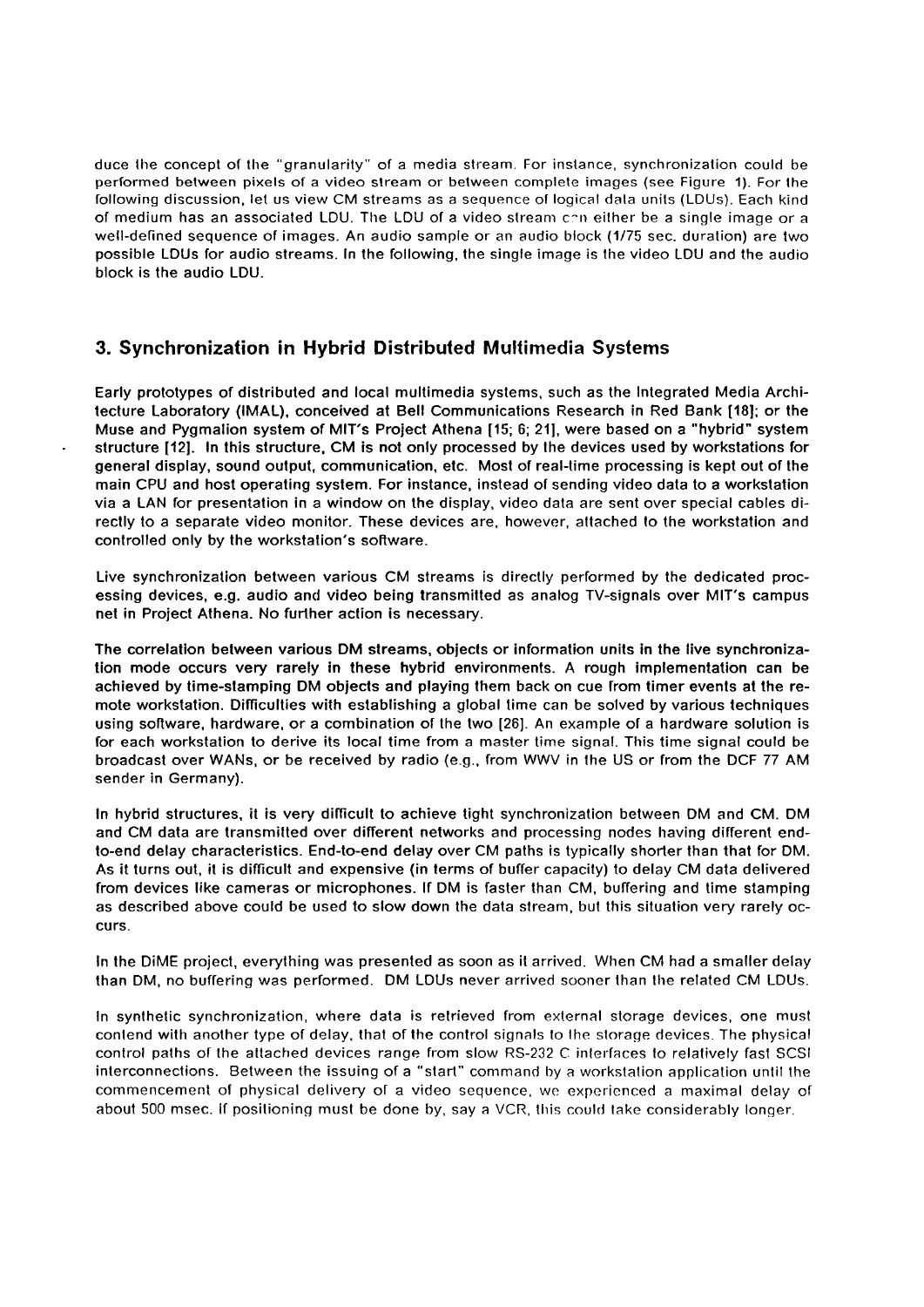duce the concept of the "granularity" of a media stream. For instance, synchronization could be performed between pixels of a video stream or between complete images (see Figure 1). For the following discussion, let us view CM streams as a sequence of logical data units (LDUs). Each kind of medium has an associated LDU. The LDU of a video stream can either be a single image or a well-defined sequence of images. An audio sample or an audio block (1/75 sec. duration) are two possible LDUs for audio streams. In the following, the single image is the video LDU and the audio block is the audio LDU.

## 3. Synchronization in Hybrid Distributed Multimedia Systems

Early prototypes of distributed and local multimedia systems, such as the Integrated Media Architecture Laboratory (IMAL), conceived at Bell Communications Research in Red Bank [18]; or the Muse and Pygmalion system of MIT's Project Athena [15; 6; 21], were based on a "hybrid" system structure [12]. In this structure, CM is not only processed by the devices used by workstations for general display, sound output, communication, etc. Most of real-time processing is kept out of the main CPU and host operating system. For instance, instead of sending video data to a workstation via a LAN for presentation in a window on the display, video data are sent over special cables directly to a separate video monitor. These devices are, however, attached to the workstation and controlled only by the workstation's software.

Live synchronization between various CM streams is directly performed by the dedicated processing devices, e.g. audio and video being transmitted as analog TV-signals over MIT's campus net in Project Athena. No further action is necessary.

The correlation between various DM streams, objects or information units in the live synchronization mode occurs very rarely in these hybrid environments. A rough implementation can be achieved by time-stamping DM objects and playing them back on cue from timer events at the remote workstation. Difficulties with establishing a global time can be solved by various techniques using software, hardware, or a combination of the two [26]. An example of a hardware solution is for each workstation to derive its local time from a master time signal. This time signal could be broadcast over WANs, or be received by radio (e.g., from WWV in the US or from the DCF 77 AM sender in Germany).

In hybrid structures, it is very difficult to achieve tight synchronization between DM and CM. DM and CM data are transmitted over different networks and processing nodes having different end-to-end delay characteristics. End-to-end delay over CM paths is typically shorter than that for DM. As it turns out, it is difficult and expensive (in terms of buffer capacity) to delay CM data delivered from devices like cameras or microphones. If DM is faster than CM, buffering and time stamping as described above could be used to slow down the data stream, but this situation very rarely occurs.

In the DiME project, everything was presented as soon as it arrived. When CM had a smaller delay than DM, no buffering was performed. DM LDUs never arrived sooner than the related CM LDUs.

In synthetic synchronization, where data is retrieved from external storage devices, one must contend with another type of delay, that of the control signals to the storage devices. The physical control paths of the attached devices range from slow RS-232 C interfaces to relatively fast SCSI interconnections. Between the issuing of a "start" command by a workstation application until the commencement of physical delivery of a video sequence, we experienced a maximal delay of about 500 msec. If positioning must be done by, say a VCR, this could take considerably longer.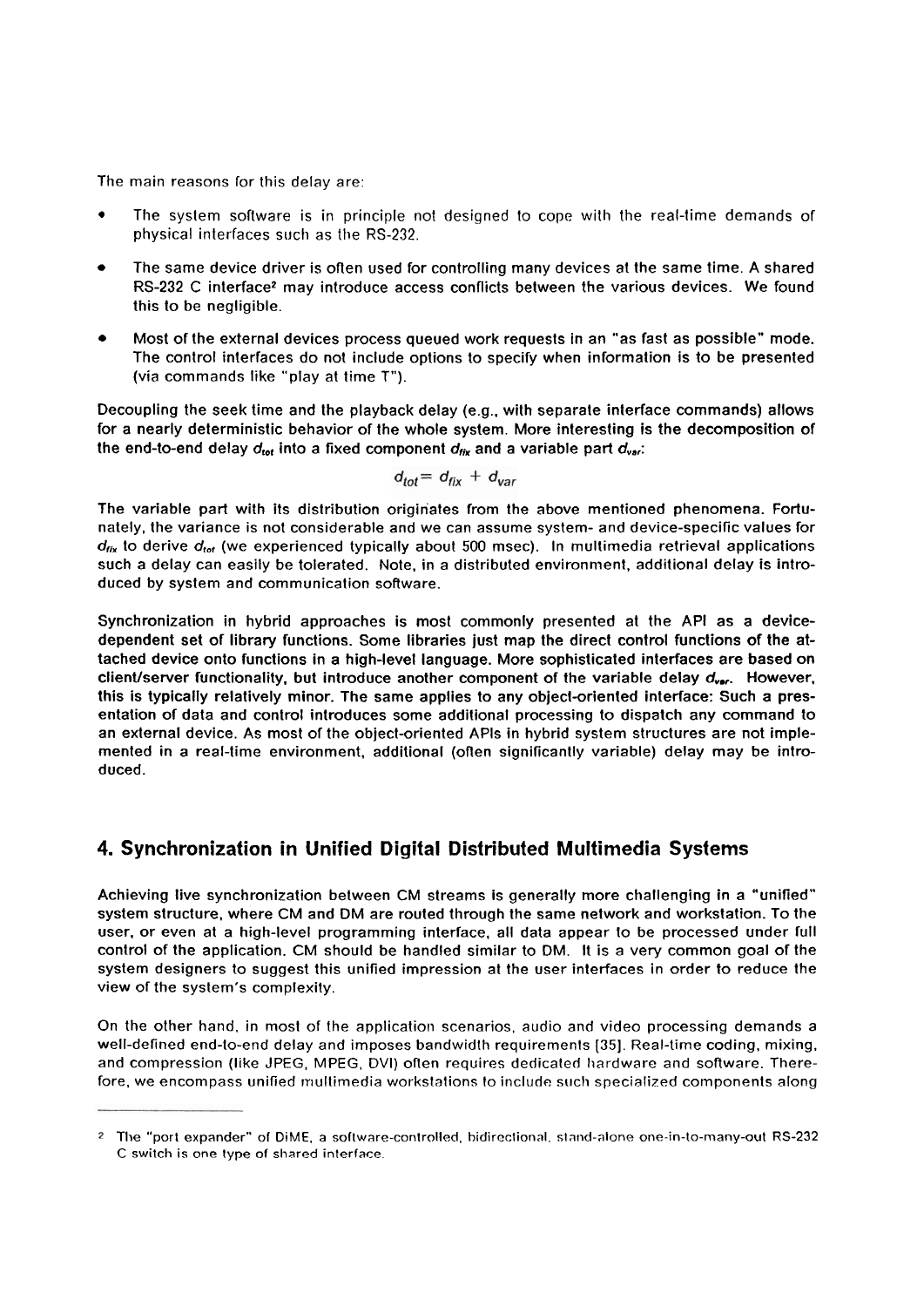The main reasons for this delay are:

- The system software is in principle not designed to cope with the real-time demands of physical interfaces such as the RS-232.
- The same device driver is often used for controlling many devices at the same time. A shared RS-232 C interface[2] may introduce access conflicts between the various devices. We found this to be negligible.
- Most of the external devices process queued work requests in an "as fast as possible" mode. The control interfaces do not include options to specify when information is to be presented (via commands like "play at time T").

Decoupling the seek time and the playback delay (e.g., with separate interface commands) allows for a nearly deterministic behavior of the whole system. More interesting is the decomposition of the end-to-end delay $d_{tot}$ into a fixed component $d_{fix}$ and a variable part $d_{var}$:

$$d_{tot} = d_{fix} + d_{var}$$

The variable part with its distribution originates from the above mentioned phenomena. Fortunately, the variance is not considerable and we can assume system- and device-specific values for $d_{fix}$ to derive $d_{tot}$ (we experienced typically about 500 msec). In multimedia retrieval applications such a delay can easily be tolerated. Note, in a distributed environment, additional delay is introduced by system and communication software.

Synchronization in hybrid approaches is most commonly presented at the API as a device-dependent set of library functions. Some libraries just map the direct control functions of the attached device onto functions in a high-level language. More sophisticated interfaces are based on client/server functionality, but introduce another component of the variable delay $d_{var}$. However, this is typically relatively minor. The same applies to any object-oriented interface: Such a presentation of data and control introduces some additional processing to dispatch any command to an external device. As most of the object-oriented APIs in hybrid system structures are not implemented in a real-time environment, additional (often significantly variable) delay may be introduced.

## 4. Synchronization in Unified Digital Distributed Multimedia Systems

Achieving live synchronization between CM streams is generally more challenging in a "unified" system structure, where CM and DM are routed through the same network and workstation. To the user, or even at a high-level programming interface, all data appear to be processed under full control of the application. CM should be handled similar to DM. It is a very common goal of the system designers to suggest this unified impression at the user interfaces in order to reduce the view of the system's complexity.

On the other hand, in most of the application scenarios, audio and video processing demands a well-defined end-to-end delay and imposes bandwidth requirements [35]. Real-time coding, mixing, and compression (like JPEG, MPEG, DVI) often requires dedicated hardware and software. Therefore, we encompass unified multimedia workstations to include such specialized components along

[2] The "port expander" of DiME, a software-controlled, bidirectional, stand-alone one-in-to-many-out RS-232 C switch is one type of shared interface.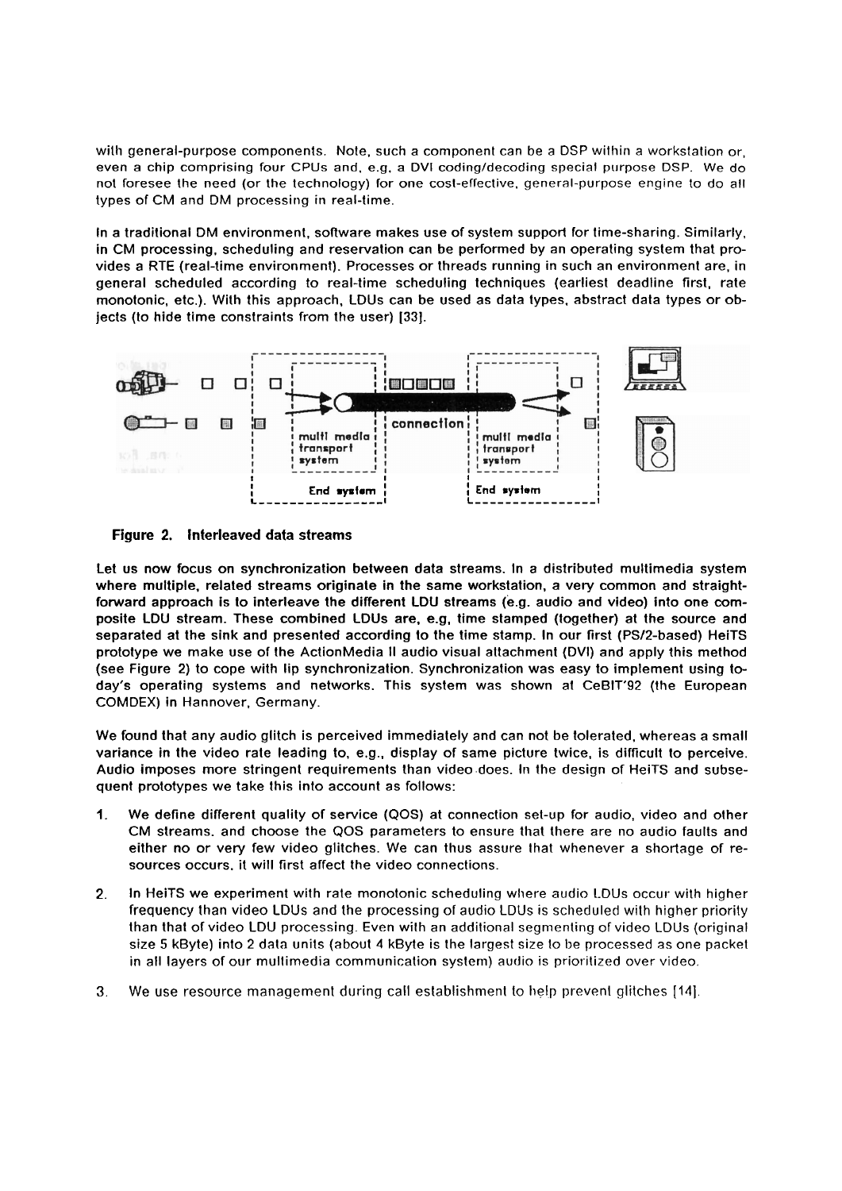with general-purpose components. Note, such a component can be a DSP within a workstation or, even a chip comprising four CPUs and, e.g, a DVI coding/decoding special purpose DSP. We do not foresee the need (or the technology) for one cost-effective, general-purpose engine to do all types of CM and DM processing in real-time.

In a traditional DM environment, software makes use of system support for time-sharing. Similarly, in CM processing, scheduling and reservation can be performed by an operating system that provides a RTE (real-time environment). Processes or threads running in such an environment are, in general scheduled according to real-time scheduling techniques (earliest deadline first, rate monotonic, etc.). With this approach, LDUs can be used as data types, abstract data types or objects (to hide time constraints from the user) [33].

**Figure 2. Interleaved data streams**

Let us now focus on synchronization between data streams. In a distributed multimedia system where multiple, related streams originate in the same workstation, a very common and straightforward approach is to interleave the different LDU streams (e.g. audio and video) into one composite LDU stream. These combined LDUs are, e.g, time stamped (together) at the source and separated at the sink and presented according to the time stamp. In our first (PS/2-based) HeiTS prototype we make use of the ActionMedia II audio visual attachment (DVI) and apply this method (see Figure 2) to cope with lip synchronization. Synchronization was easy to implement using today's operating systems and networks. This system was shown at CeBIT'92 (the European COMDEX) in Hannover, Germany.

We found that any audio glitch is perceived immediately and can not be tolerated, whereas a small variance in the video rate leading to, e.g., display of same picture twice, is difficult to perceive. Audio imposes more stringent requirements than video does. In the design of HeiTS and subsequent prototypes we take this into account as follows:

1. We define different quality of service (QOS) at connection set-up for audio, video and other CM streams. and choose the QOS parameters to ensure that there are no audio faults and either no or very few video glitches. We can thus assure that whenever a shortage of resources occurs, it will first affect the video connections.
2. In HeiTS we experiment with rate monotonic scheduling where audio LDUs occur with higher frequency than video LDUs and the processing of audio LDUs is scheduled with higher priority than that of video LDU processing. Even with an additional segmenting of video LDUs (original size 5 kByte) into 2 data units (about 4 kByte is the largest size to be processed as one packet in all layers of our multimedia communication system) audio is prioritized over video.
3. We use resource management during call establishment to help prevent glitches [14].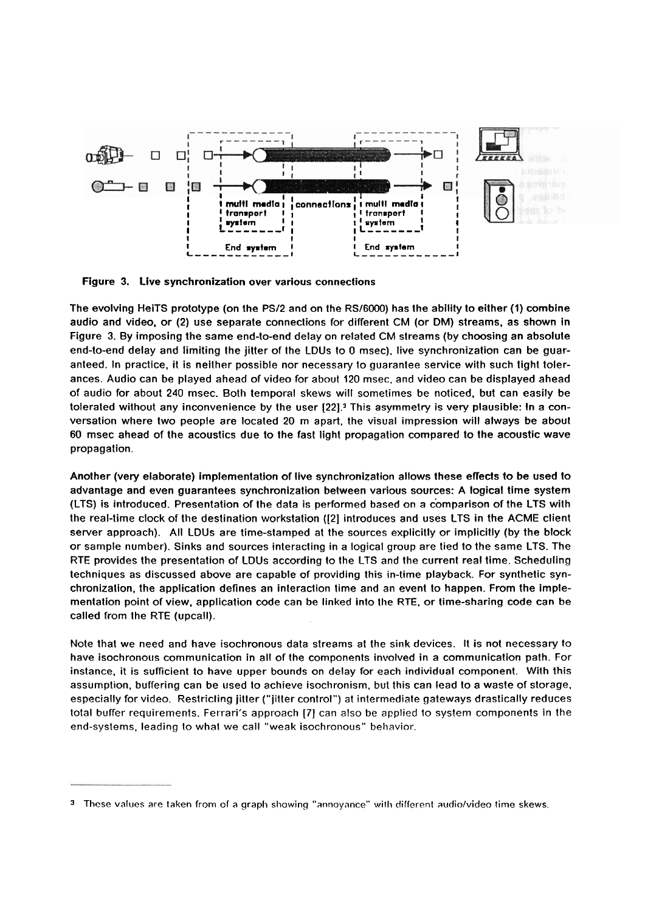**Figure 3. Live synchronization over various connections**

The evolving HeiTS prototype (on the PS/2 and on the RS/6000) has the ability to either (1) combine audio and video, or (2) use separate connections for different CM (or DM) streams, as shown in Figure 3. By imposing the same end-to-end delay on related CM streams (by choosing an absolute end-to-end delay and limiting the jitter of the LDUs to 0 msec), live synchronization can be guaranteed. In practice, it is neither possible nor necessary to guarantee service with such tight tolerances. Audio can be played ahead of video for about 120 msec, and video can be displayed ahead of audio for about 240 msec. Both temporal skews will sometimes be noticed, but can easily be tolerated without any inconvenience by the user [22].[3] This asymmetry is very plausible: In a conversation where two people are located 20 m apart, the visual impression will always be about 60 msec ahead of the acoustics due to the fast light propagation compared to the acoustic wave propagation.

Another (very elaborate) implementation of live synchronization allows these effects to be used to advantage and even guarantees synchronization between various sources: A logical time system (LTS) is introduced. Presentation of the data is performed based on a comparison of the LTS with the real-time clock of the destination workstation ([2] introduces and uses LTS in the ACME client server approach). All LDUs are time-stamped at the sources explicitly or implicitly (by the block or sample number). Sinks and sources interacting in a logical group are tied to the same LTS. The RTE provides the presentation of LDUs according to the LTS and the current real time. Scheduling techniques as discussed above are capable of providing this in-time playback. For synthetic synchronization, the application defines an interaction time and an event to happen. From the implementation point of view, application code can be linked into the RTE, or time-sharing code can be called from the RTE (upcall).

Note that we need and have isochronous data streams at the sink devices. It is not necessary to have isochronous communication in all of the components involved in a communication path. For instance, it is sufficient to have upper bounds on delay for each individual component. With this assumption, buffering can be used to achieve isochronism, but this can lead to a waste of storage, especially for video. Restricting jitter ("jitter control") at intermediate gateways drastically reduces total buffer requirements. Ferrari's approach [7] can also be applied to system components in the end-systems, leading to what we call "weak isochronous" behavior.

---

[3] These values are taken from of a graph showing "annoyance" with different audio/video time skews.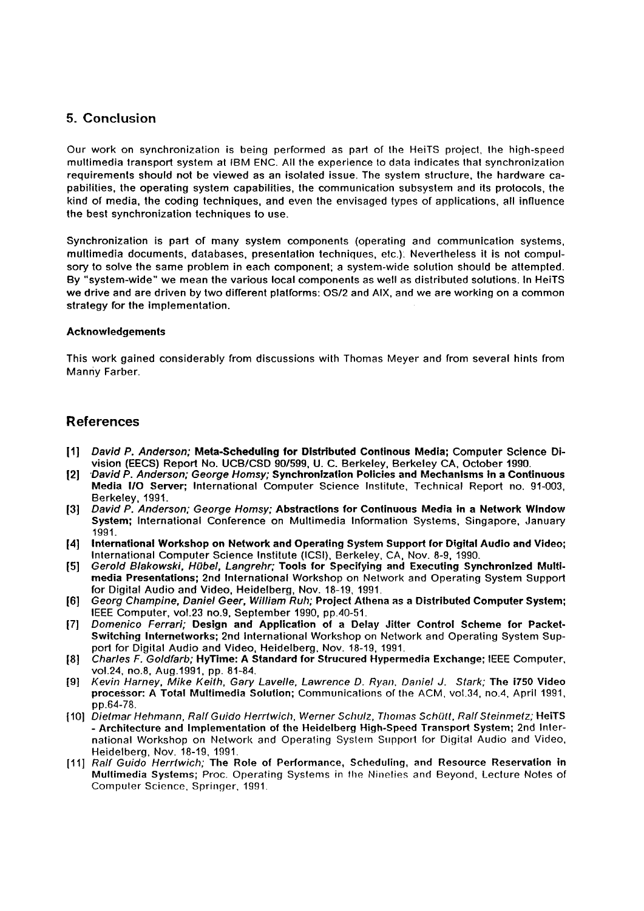## 5. Conclusion

Our work on synchronization is being performed as part of the HeiTS project, the high-speed multimedia transport system at IBM ENC. All the experience to data indicates that synchronization requirements should not be viewed as an isolated issue. The system structure, the hardware capabilities, the operating system capabilities, the communication subsystem and its protocols, the kind of media, the coding techniques, and even the envisaged types of applications, all influence the best synchronization techniques to use.

Synchronization is part of many system components (operating and communication systems, multimedia documents, databases, presentation techniques, etc.). Nevertheless it is not compulsory to solve the same problem in each component; a system-wide solution should be attempted. By "system-wide" we mean the various local components as well as distributed solutions. In HeiTS we drive and are driven by two different platforms: OS/2 and AIX, and we are working on a common strategy for the implementation.

#### Acknowledgements

This work gained considerably from discussions with Thomas Meyer and from several hints from Manny Farber.

## References

- [1] *David P. Anderson;* **Meta-Scheduling for Distributed Continous Media;** Computer Science Division (EECS) Report No. UCB/CSD 90/599, U. C. Berkeley, Berkeley CA, October 1990.
- [2] *David P. Anderson; George Homsy;* **Synchronization Policies and Mechanisms in a Continuous Media I/O Server;** International Computer Science Institute, Technical Report no. 91-003, Berkeley, 1991.
- [3] *David P. Anderson; George Homsy;* **Abstractions for Continuous Media in a Network Window System;** International Conference on Multimedia Information Systems, Singapore, January 1991.
- [4] **International Workshop on Network and Operating System Support for Digital Audio and Video;** International Computer Science Institute (ICSI), Berkeley, CA, Nov. 8-9, 1990.
- [5] *Gerold Blakowski, Hübel, Langrehr;* **Tools for Specifying and Executing Synchronized Multimedia Presentations;** 2nd International Workshop on Network and Operating System Support for Digital Audio and Video, Heidelberg, Nov. 18-19, 1991.
- [6] *Georg Champine, Daniel Geer, William Ruh;* **Project Athena as a Distributed Computer System;** IEEE Computer, vol.23 no.9, September 1990, pp.40-51.
- [7] *Domenico Ferrari;* **Design and Application of a Delay Jitter Control Scheme for Packet-Switching Internetworks;** 2nd International Workshop on Network and Operating System Support for Digital Audio and Video, Heidelberg, Nov. 18-19, 1991.
- [8] *Charles F. Goldfarb;* **HyTime: A Standard for Strucured Hypermedia Exchange;** IEEE Computer, vol.24, no.8, Aug.1991, pp. 81-84.
- [9] *Kevin Harney, Mike Keith, Gary Lavelle, Lawrence D. Ryan, Daniel J. Stark;* **The i750 Video processor: A Total Multimedia Solution;** Communications of the ACM, vol.34, no.4, April 1991, pp.64-78.
- [10] *Dietmar Hehmann, Ralf Guido Herrtwich, Werner Schulz, Thomas Schütt, Ralf Steinmetz;* **HeiTS - Architecture and Implementation of the Heidelberg High-Speed Transport System;** 2nd International Workshop on Network and Operating System Support for Digital Audio and Video, Heidelberg, Nov. 18-19, 1991.
- [11] *Ralf Guido Herrtwich;* **The Role of Performance, Scheduling, and Resource Reservation in Multimedia Systems;** Proc. Operating Systems in the Nineties and Beyond, Lecture Notes of Computer Science, Springer, 1991.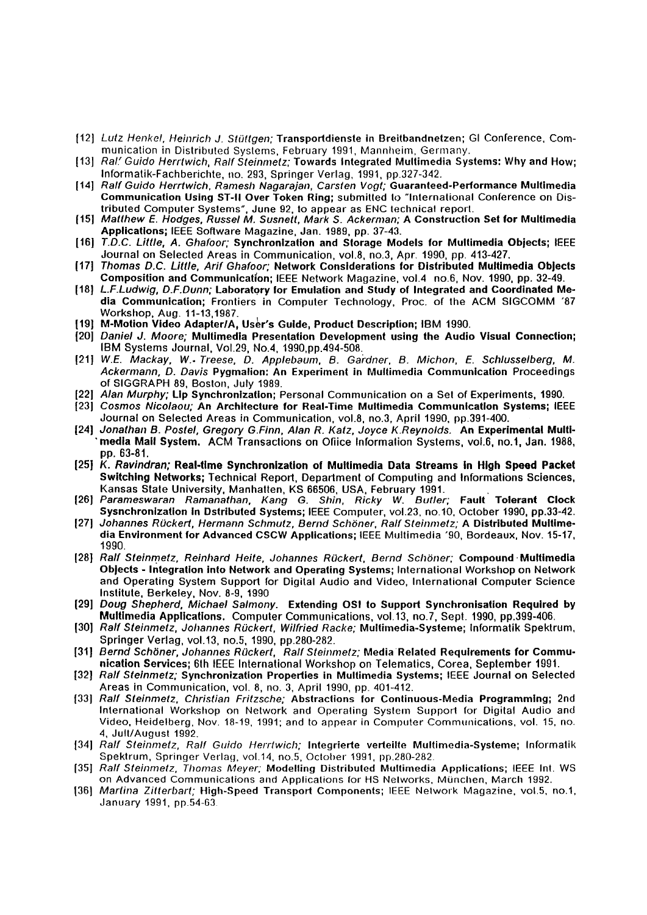[12] *Lutz Henkel, Heinrich J. Stüttgen;* **Transportdienste in Breitbandnetzen;** GI Conference, Communication in Distributed Systems, February 1991, Mannheim, Germany.

[13] *Ralf Guido Herrtwich, Ralf Steinmetz;* **Towards Integrated Multimedia Systems: Why and How;** Informatik-Fachberichte, no. 293, Springer Verlag, 1991, pp.327-342.

[14] *Ralf Guido Herrtwich, Ramesh Nagarajan, Carsten Vogt;* **Guaranteed-Performance Multimedia Communication Using ST-II Over Token Ring;** submitted to "International Conference on Distributed Computer Systems", June 92, to appear as ENC technical report.

[15] *Matthew E. Hodges, Russel M. Susnett, Mark S. Ackerman;* **A Construction Set for Multimedia Applications;** IEEE Software Magazine, Jan. 1989, pp. 37-43.

[16] *T.D.C. Little, A. Ghafoor;* **Synchronization and Storage Models for Multimedia Objects;** IEEE Journal on Selected Areas in Communication, vol.8, no.3, Apr. 1990, pp. 413-427.

[17] *Thomas D.C. Little, Arif Ghafoor;* **Network Considerations for Distributed Multimedia Objects Composition and Communication;** IEEE Network Magazine, vol.4 no.6, Nov. 1990, pp. 32-49.

[18] *L.F.Ludwig, D.F.Dunn;* **Laboratory for Emulation and Study of Integrated and Coordinated Media Communication;** Frontiers in Computer Technology, Proc. of the ACM SIGCOMM '87 Workshop, Aug. 11-13,1987.

[19] **M-Motion Video Adapter/A, User's Guide, Product Description;** IBM 1990.

[20] *Daniel J. Moore;* **Multimedia Presentation Development using the Audio Visual Connection;** IBM Systems Journal, Vol.29, No.4, 1990,pp.494-508.

[21] *W.E. Mackay, W.- Treese, D. Applebaum, B. Gardner, B. Michon, E. Schlusselberg, M. Ackermann, D. Davis* **Pygmalion: An Experiment in Multimedia Communication** Proceedings of SIGGRAPH 89, Boston, July 1989.

[22] *Alan Murphy;* **Lip Synchronization;** Personal Communication on a Set of Experiments, 1990.

[23] *Cosmos Nicolaou;* **An Architecture for Real-Time Multimedia Communication Systems;** IEEE Journal on Selected Areas in Communication, vol.8, no.3, April 1990, pp.391-400.

[24] *Jonathan B. Postel, Gregory G.Finn, Alan R. Katz, Joyce K.Reynolds.* **An Experimental Multimedia Mail System.** ACM Transactions on Ofiice Information Systems, vol.6, no.1, Jan. 1988, pp. 63-81.

[25] *K. Ravindran;* **Real-time Synchronization of Multimedia Data Streams in High Speed Packet Switching Networks;** Technical Report, Department of Computing and Informations Sciences, Kansas State University, Manhatten, KS 66506, USA, February 1991.

[26] *Parameswaran Ramanathan, Kang G. Shin, Ricky W. Butler;* **Fault Tolerant Clock Sysnchronization in Dstributed Systems;** IEEE Computer, vol.23, no.10, October 1990, pp.33-42.

[27] *Johannes Rückert, Hermann Schmutz, Bernd Schöner, Ralf Steinmetz;* **A Distributed Multimedia Environment for Advanced CSCW Applications;** IEEE Multimedia '90, Bordeaux, Nov. 15-17, 1990.

[28] *Ralf Steinmetz, Reinhard Heite, Johannes Rückert, Bernd Schöner;* **Compound Multimedia Objects - Integration into Network and Operating Systems;** International Workshop on Network and Operating System Support for Digital Audio and Video, International Computer Science Institute, Berkeley, Nov. 8-9, 1990

[29] *Doug Shepherd, Michael Salmony.* **Extending OSI to Support Synchronisation Required by Multimedia Applications.** Computer Communications, vol.13, no.7, Sept. 1990, pp.399-406.

[30] *Ralf Steinmetz, Johannes Rückert, Wilfried Racke;* **Multimedia-Systeme;** Informatik Spektrum, Springer Verlag, vol.13, no.5, 1990, pp.280-282.

[31] *Bernd Schöner, Johannes Rückert, Ralf Steinmetz;* **Media Related Requirements for Communication Services;** 6th IEEE International Workshop on Telematics, Corea, September 1991.

[32] *Ralf Steinmetz;* **Synchronization Properties in Multimedia Systems;** IEEE Journal on Selected Areas in Communication, vol. 8, no. 3, April 1990, pp. 401-412.

[33] *Ralf Steinmetz, Christian Fritzsche;* **Abstractions for Continuous-Media Programming;** 2nd International Workshop on Network and Operating System Support for Digital Audio and Video, Heidelberg, Nov. 18-19, 1991; and to appear in Computer Communications, vol. 15, no. 4, Juli/August 1992.

[34] *Ralf Steinmetz, Ralf Guido Herrtwich;* **Integrierte verteilte Multimedia-Systeme;** Informatik Spektrum, Springer Verlag, vol.14, no.5, October 1991, pp.280-282.

[35] *Ralf Steinmetz, Thomas Meyer;* **Modelling Distributed Multimedia Applications;** IEEE Int. WS on Advanced Communications and Applications for HS Networks, München, March 1992.

[36] *Martina Zitterbart;* **High-Speed Transport Components;** IEEE Network Magazine, vol.5, no.1, January 1991, pp.54-63.